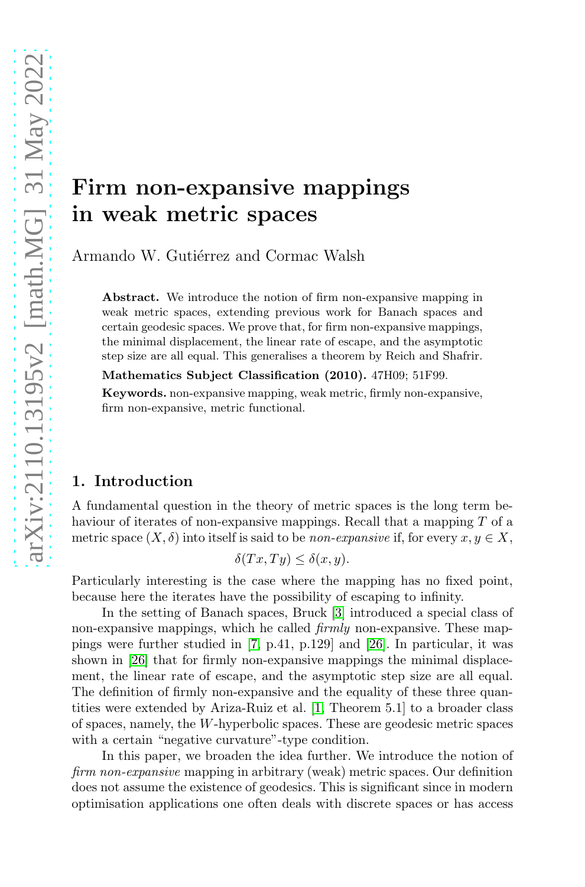# Firm non-expansive mappings in weak metric spaces

Armando W. Gutiérrez and Cormac Walsh

**Abstract.** We introduce the notion of firm non-expansive mapping in weak metric spaces, extending previous work for Banach spaces and certain geodesic spaces. We prove that, for firm non-expansive mappings, the minimal displacement, the linear rate of escape, and the asymptotic step size are all equal. This generalises a theorem by Reich and Shafrir.

**Mathematics Subject Classification (2010).** 47H09; 51F99.

**Keywords.** non-expansive mapping, weak metric, firmly non-expansive, firm non-expansive, metric functional.

## 1. Introduction

A fundamental question in the theory of metric spaces is the long term behaviour of iterates of non-expansive mappings. Recall that a mapping $T$ of a metric space $(X, \delta)$ into itself is said to be *non-expansive* if, for every $x, y \in X$,

$$\delta(Tx, Ty) \leq \delta(x, y).$$

Particularly interesting is the case where the mapping has no fixed point, because here the iterates have the possibility of escaping to infinity.

In the setting of Banach spaces, Bruck [3] introduced a special class of non-expansive mappings, which he called *firmly* non-expansive. These mappings were further studied in [7, p.41, p.129] and [26]. In particular, it was shown in [26] that for firmly non-expansive mappings the minimal displacement, the linear rate of escape, and the asymptotic step size are all equal. The definition of firmly non-expansive and the equality of these three quantities were extended by Ariza-Ruiz et al. [1, Theorem 5.1] to a broader class of spaces, namely, the $W$-hyperbolic spaces. These are geodesic metric spaces with a certain "negative curvature"-type condition.

In this paper, we broaden the idea further. We introduce the notion of *firm non-expansive* mapping in arbitrary (weak) metric spaces. Our definition does not assume the existence of geodesics. This is significant since in modern optimisation applications one often deals with discrete spaces or has access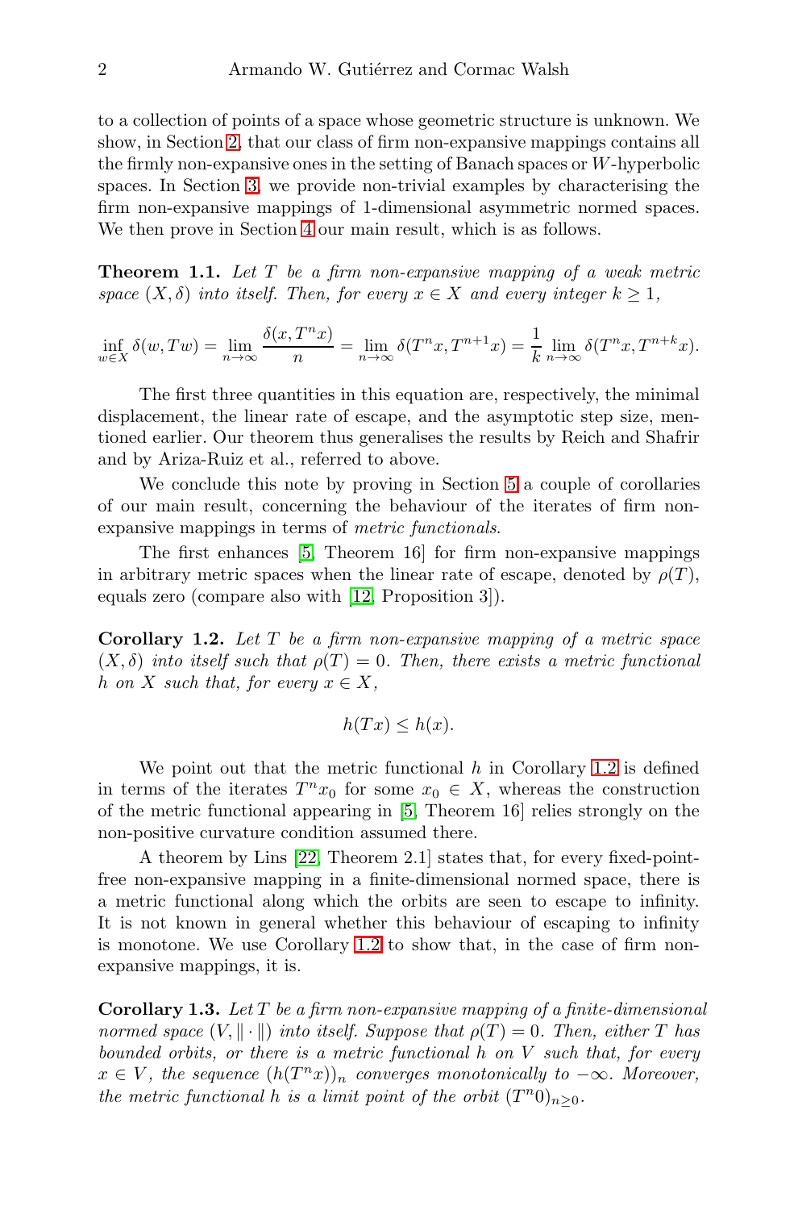to a collection of points of a space whose geometric structure is unknown. We show, in Section 2, that our class of firm non-expansive mappings contains all the firmly non-expansive ones in the setting of Banach spaces or $W$-hyperbolic spaces. In Section 3, we provide non-trivial examples by characterising the firm non-expansive mappings of 1-dimensional asymmetric normed spaces. We then prove in Section 4 our main result, which is as follows.

**Theorem 1.1.** *Let $T$ be a firm non-expansive mapping of a weak metric space $(X, \delta)$ into itself. Then, for every $x \in X$ and every integer $k \geq 1$,*

$$\inf_{w \in X} \delta(w, Tw) = \lim_{n \to \infty} \frac{\delta(x, T^n x)}{n} = \lim_{n \to \infty} \delta(T^n x, T^{n+1} x) = \frac{1}{k} \lim_{n \to \infty} \delta(T^n x, T^{n+k} x).$$

The first three quantities in this equation are, respectively, the minimal displacement, the linear rate of escape, and the asymptotic step size, mentioned earlier. Our theorem thus generalises the results by Reich and Shafrir and by Ariza-Ruiz et al., referred to above.

We conclude this note by proving in Section 5 a couple of corollaries of our main result, concerning the behaviour of the iterates of firm non-expansive mappings in terms of *metric functionals*.

The first enhances [5, Theorem 16] for firm non-expansive mappings in arbitrary metric spaces when the linear rate of escape, denoted by $\rho(T)$, equals zero (compare also with [12, Proposition 3]).

**Corollary 1.2.** *Let $T$ be a firm non-expansive mapping of a metric space $(X, \delta)$ into itself such that $\rho(T) = 0$. Then, there exists a metric functional $h$ on $X$ such that, for every $x \in X$,*

$$h(Tx) \leq h(x).$$

We point out that the metric functional $h$ in Corollary 1.2 is defined in terms of the iterates $T^n x_0$ for some $x_0 \in X$, whereas the construction of the metric functional appearing in [5, Theorem 16] relies strongly on the non-positive curvature condition assumed there.

A theorem by Lins [22, Theorem 2.1] states that, for every fixed-point-free non-expansive mapping in a finite-dimensional normed space, there is a metric functional along which the orbits are seen to escape to infinity. It is not known in general whether this behaviour of escaping to infinity is monotone. We use Corollary 1.2 to show that, in the case of firm non-expansive mappings, it is.

**Corollary 1.3.** *Let $T$ be a firm non-expansive mapping of a finite-dimensional normed space $(V, \|\cdot\|)$ into itself. Suppose that $\rho(T) = 0$. Then, either $T$ has bounded orbits, or there is a metric functional $h$ on $V$ such that, for every $x \in V$, the sequence $(h(T^n x))_n$ converges monotonically to $-\infty$. Moreover, the metric functional $h$ is a limit point of the orbit $(T^n 0)_{n \geq 0}$.*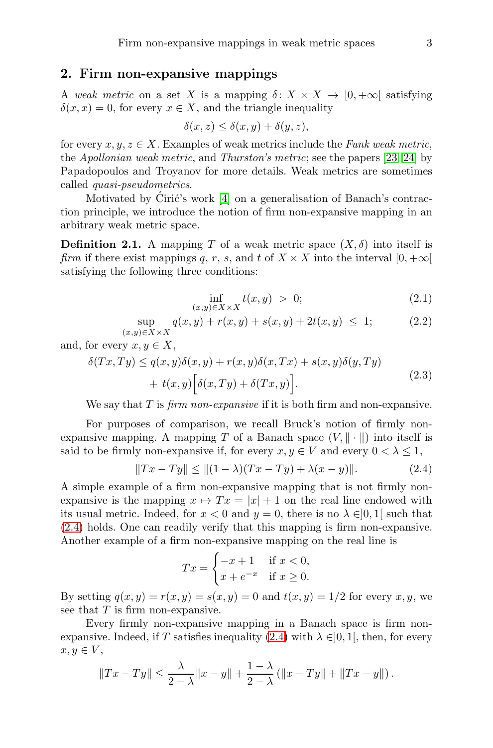## 2. Firm non-expansive mappings

A *weak metric* on a set $X$ is a mapping $\delta\colon X \times X \to [0, +\infty[$ satisfying $\delta(x,x) = 0$, for every $x \in X$, and the triangle inequality

$$\delta(x, z) \le \delta(x, y) + \delta(y, z),$$

for every $x, y, z \in X$. Examples of weak metrics include the *Funk weak metric*, the *Apollonian weak metric*, and *Thurston's metric*; see the papers [23, 24] by Papadopoulos and Troyanov for more details. Weak metrics are sometimes called *quasi-pseudometrics*.

Motivated by Ćirić's work [4] on a generalisation of Banach's contraction principle, we introduce the notion of firm non-expansive mapping in an arbitrary weak metric space.

**Definition 2.1.** A mapping $T$ of a weak metric space $(X, \delta)$ into itself is *firm* if there exist mappings $q$, $r$, $s$, and $t$ of $X \times X$ into the interval $[0, +\infty[$ satisfying the following three conditions:

$$\inf_{(x,y)\in X\times X} t(x,y) \;>\; 0; \tag{2.1}$$

$$\sup_{(x,y)\in X\times X} q(x,y) + r(x,y) + s(x,y) + 2t(x,y) \;\le\; 1; \tag{2.2}$$

and, for every $x, y \in X$,

$$\begin{aligned} \delta(Tx, Ty) \le{}& q(x,y)\delta(x,y) + r(x,y)\delta(x,Tx) + s(x,y)\delta(y,Ty) \\ &+ \; t(x,y)\Big[\delta(x,Ty) + \delta(Tx,y)\Big]. \end{aligned} \tag{2.3}$$

We say that $T$ is *firm non-expansive* if it is both firm and non-expansive.

For purposes of comparison, we recall Bruck's notion of firmly non-expansive mapping. A mapping $T$ of a Banach space $(V, \|\cdot\|)$ into itself is said to be firmly non-expansive if, for every $x, y \in V$ and every $0 < \lambda \le 1$,

$$\|Tx - Ty\| \le \|(1-\lambda)(Tx - Ty) + \lambda(x - y)\|. \tag{2.4}$$

A simple example of a firm non-expansive mapping that is not firmly non-expansive is the mapping $x \mapsto Tx = |x| + 1$ on the real line endowed with its usual metric. Indeed, for $x < 0$ and $y = 0$, there is no $\lambda \in ]0, 1[$ such that (2.4) holds. One can readily verify that this mapping is firm non-expansive. Another example of a firm non-expansive mapping on the real line is

$$Tx = \begin{cases} -x + 1 & \text{if } x < 0, \\ x + e^{-x} & \text{if } x \ge 0. \end{cases}$$

By setting $q(x,y) = r(x,y) = s(x,y) = 0$ and $t(x,y) = 1/2$ for every $x, y$, we see that $T$ is firm non-expansive.

Every firmly non-expansive mapping in a Banach space is firm non-expansive. Indeed, if $T$ satisfies inequality (2.4) with $\lambda \in ]0, 1[$, then, for every $x, y \in V$,

$$\|Tx - Ty\| \le \frac{\lambda}{2-\lambda}\|x - y\| + \frac{1-\lambda}{2-\lambda}\left(\|x - Ty\| + \|Tx - y\|\right).$$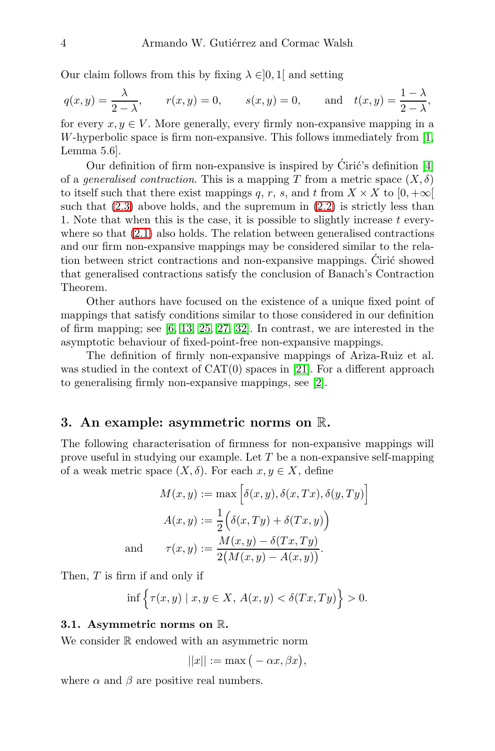Our claim follows from this by fixing $\lambda \in ]0,1[$ and setting

$$q(x,y) = \frac{\lambda}{2-\lambda}, \qquad r(x,y) = 0, \qquad s(x,y) = 0, \qquad \text{and} \quad t(x,y) = \frac{1-\lambda}{2-\lambda},$$

for every $x, y \in V$. More generally, every firmly non-expansive mapping in a $W$-hyperbolic space is firm non-expansive. This follows immediately from [1, Lemma 5.6].

Our definition of firm non-expansive is inspired by Ćirić's definition [4] of a *generalised contraction*. This is a mapping $T$ from a metric space $(X, \delta)$ to itself such that there exist mappings $q$, $r$, $s$, and $t$ from $X \times X$ to $[0, +\infty[$ such that (2.3) above holds, and the supremum in (2.2) is strictly less than 1. Note that when this is the case, it is possible to slightly increase $t$ everywhere so that (2.1) also holds. The relation between generalised contractions and our firm non-expansive mappings may be considered similar to the relation between strict contractions and non-expansive mappings. Ćirić showed that generalised contractions satisfy the conclusion of Banach's Contraction Theorem.

Other authors have focused on the existence of a unique fixed point of mappings that satisfy conditions similar to those considered in our definition of firm mapping; see [6, 13, 25, 27, 32]. In contrast, we are interested in the asymptotic behaviour of fixed-point-free non-expansive mappings.

The definition of firmly non-expansive mappings of Ariza-Ruiz et al. was studied in the context of CAT(0) spaces in [21]. For a different approach to generalising firmly non-expansive mappings, see [2].

## 3. An example: asymmetric norms on $\mathbb{R}$.

The following characterisation of firmness for non-expansive mappings will prove useful in studying our example. Let $T$ be a non-expansive self-mapping of a weak metric space $(X, \delta)$. For each $x, y \in X$, define

$$M(x,y) := \max\Big[\delta(x,y), \delta(x,Tx), \delta(y,Ty)\Big]$$

$$A(x,y) := \frac{1}{2}\Big(\delta(x,Ty) + \delta(Tx,y)\Big)$$

$$\text{and} \qquad \tau(x,y) := \frac{M(x,y) - \delta(Tx,Ty)}{2\big(M(x,y) - A(x,y)\big)}.$$

Then, $T$ is firm if and only if

$$\inf\Big\{\tau(x,y) \mid x, y \in X,\ A(x,y) < \delta(Tx,Ty)\Big\} > 0.$$

### 3.1. Asymmetric norms on $\mathbb{R}$.

We consider $\mathbb{R}$ endowed with an asymmetric norm

$$||x|| := \max\big(-\alpha x, \beta x\big),$$

where $\alpha$ and $\beta$ are positive real numbers.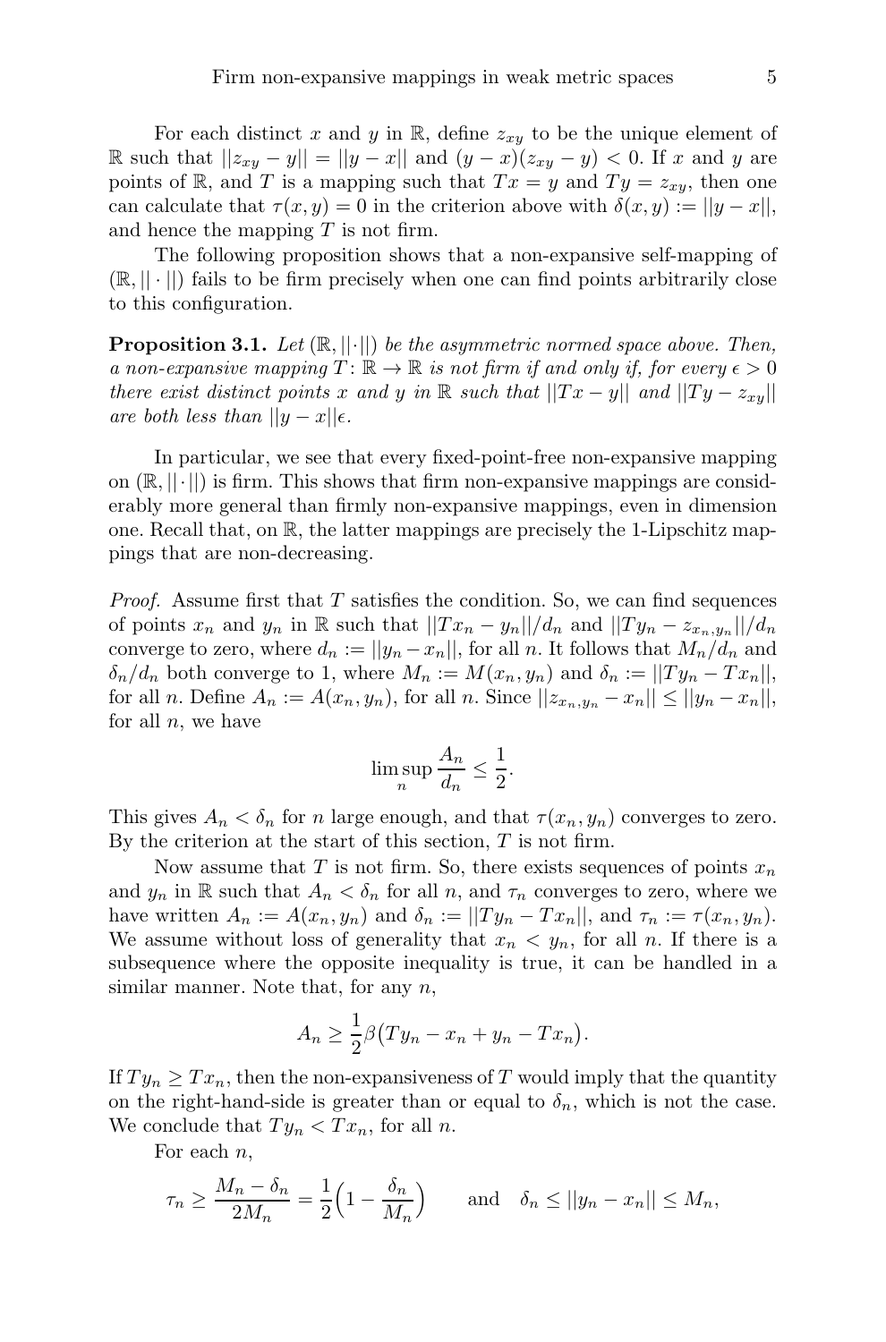For each distinct $x$ and $y$ in $\mathbb{R}$, define $z_{xy}$ to be the unique element of $\mathbb{R}$ such that $||z_{xy} - y|| = ||y - x||$ and $(y - x)(z_{xy} - y) < 0$. If $x$ and $y$ are points of $\mathbb{R}$, and $T$ is a mapping such that $Tx = y$ and $Ty = z_{xy}$, then one can calculate that $\tau(x, y) = 0$ in the criterion above with $\delta(x, y) := ||y - x||$, and hence the mapping $T$ is not firm.

The following proposition shows that a non-expansive self-mapping of $(\mathbb{R}, ||\cdot||)$ fails to be firm precisely when one can find points arbitrarily close to this configuration.

**Proposition 3.1.** *Let $(\mathbb{R}, ||\cdot||)$ be the asymmetric normed space above. Then, a non-expansive mapping $T \colon \mathbb{R} \to \mathbb{R}$ is not firm if and only if, for every $\epsilon > 0$ there exist distinct points $x$ and $y$ in $\mathbb{R}$ such that $||Tx - y||$ and $||Ty - z_{xy}||$ are both less than $||y - x||\epsilon$.*

In particular, we see that every fixed-point-free non-expansive mapping on $(\mathbb{R}, ||\cdot||)$ is firm. This shows that firm non-expansive mappings are considerably more general than firmly non-expansive mappings, even in dimension one. Recall that, on $\mathbb{R}$, the latter mappings are precisely the 1-Lipschitz mappings that are non-decreasing.

*Proof.* Assume first that $T$ satisfies the condition. So, we can find sequences of points $x_n$ and $y_n$ in $\mathbb{R}$ such that $||Tx_n - y_n||/d_n$ and $||Ty_n - z_{x_n,y_n}||/d_n$ converge to zero, where $d_n := ||y_n - x_n||$, for all $n$. It follows that $M_n/d_n$ and $\delta_n/d_n$ both converge to 1, where $M_n := M(x_n, y_n)$ and $\delta_n := ||Ty_n - Tx_n||$, for all $n$. Define $A_n := A(x_n, y_n)$, for all $n$. Since $||z_{x_n,y_n} - x_n|| \leq ||y_n - x_n||$, for all $n$, we have

$$\limsup_n \frac{A_n}{d_n} \leq \frac{1}{2}.$$

This gives $A_n < \delta_n$ for $n$ large enough, and that $\tau(x_n, y_n)$ converges to zero. By the criterion at the start of this section, $T$ is not firm.

Now assume that $T$ is not firm. So, there exists sequences of points $x_n$ and $y_n$ in $\mathbb{R}$ such that $A_n < \delta_n$ for all $n$, and $\tau_n$ converges to zero, where we have written $A_n := A(x_n, y_n)$ and $\delta_n := ||Ty_n - Tx_n||$, and $\tau_n := \tau(x_n, y_n)$. We assume without loss of generality that $x_n < y_n$, for all $n$. If there is a subsequence where the opposite inequality is true, it can be handled in a similar manner. Note that, for any $n$,

$$A_n \geq \frac{1}{2}\beta\big(Ty_n - x_n + y_n - Tx_n\big).$$

If $Ty_n \geq Tx_n$, then the non-expansiveness of $T$ would imply that the quantity on the right-hand-side is greater than or equal to $\delta_n$, which is not the case. We conclude that $Ty_n < Tx_n$, for all $n$.

For each $n$,

$$\tau_n \geq \frac{M_n - \delta_n}{2M_n} = \frac{1}{2}\Big(1 - \frac{\delta_n}{M_n}\Big) \qquad \text{and} \quad \delta_n \leq ||y_n - x_n|| \leq M_n,$$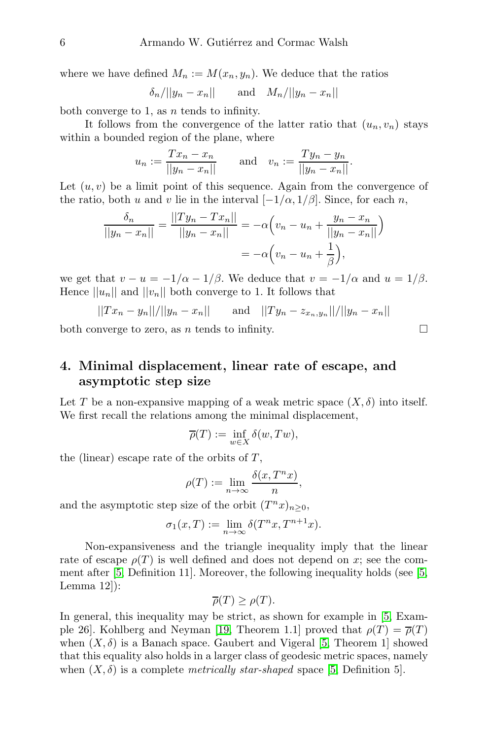where we have defined $M_n := M(x_n, y_n)$. We deduce that the ratios

$$\delta_n/||y_n - x_n|| \qquad \text{and} \quad M_n/||y_n - x_n||$$

both converge to 1, as $n$ tends to infinity.

It follows from the convergence of the latter ratio that $(u_n, v_n)$ stays within a bounded region of the plane, where

$$u_n := \frac{Tx_n - x_n}{||y_n - x_n||} \qquad \text{and} \quad v_n := \frac{Ty_n - y_n}{||y_n - x_n||}.$$

Let $(u, v)$ be a limit point of this sequence. Again from the convergence of the ratio, both $u$ and $v$ lie in the interval $[-1/\alpha, 1/\beta]$. Since, for each $n$,

$$\begin{aligned}\frac{\delta_n}{||y_n - x_n||} = \frac{||Ty_n - Tx_n||}{||y_n - x_n||} &= -\alpha\Big(v_n - u_n + \frac{y_n - x_n}{||y_n - x_n||}\Big) \\ &= -\alpha\Big(v_n - u_n + \frac{1}{\beta}\Big),\end{aligned}$$

we get that $v - u = -1/\alpha - 1/\beta$. We deduce that $v = -1/\alpha$ and $u = 1/\beta$. Hence $||u_n||$ and $||v_n||$ both converge to 1. It follows that

$$||Tx_n - y_n||/||y_n - x_n|| \qquad \text{and} \quad ||Ty_n - z_{x_n,y_n}||/||y_n - x_n||$$

both converge to zero, as $n$ tends to infinity. □

## 4. Minimal displacement, linear rate of escape, and asymptotic step size

Let $T$ be a non-expansive mapping of a weak metric space $(X, \delta)$ into itself. We first recall the relations among the minimal displacement,

$$\overline{\rho}(T) := \inf_{w \in X} \delta(w, Tw),$$

the (linear) escape rate of the orbits of $T$,

$$\rho(T) := \lim_{n\to\infty} \frac{\delta(x, T^n x)}{n},$$

and the asymptotic step size of the orbit $(T^n x)_{n\geq 0}$,

$$\sigma_1(x, T) := \lim_{n\to\infty} \delta(T^n x, T^{n+1}x).$$

Non-expansiveness and the triangle inequality imply that the linear rate of escape $\rho(T)$ is well defined and does not depend on $x$; see the comment after [5, Definition 11]. Moreover, the following inequality holds (see [5, Lemma 12]):

$$\overline{\rho}(T) \geq \rho(T).$$

In general, this inequality may be strict, as shown for example in [5, Example 26]. Kohlberg and Neyman [19, Theorem 1.1] proved that $\rho(T) = \overline{\rho}(T)$ when $(X, \delta)$ is a Banach space. Gaubert and Vigeral [5, Theorem 1] showed that this equality also holds in a larger class of geodesic metric spaces, namely when $(X, \delta)$ is a complete *metrically star-shaped* space [5, Definition 5].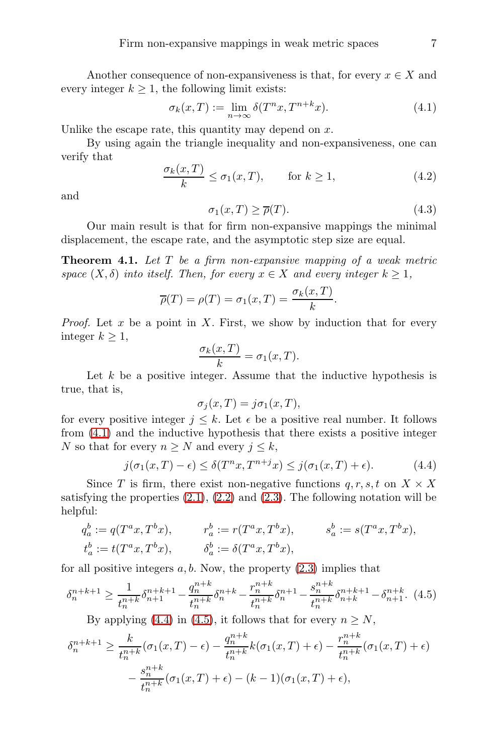Another consequence of non-expansiveness is that, for every $x \in X$ and every integer $k \geq 1$, the following limit exists:

$$\sigma_k(x,T) := \lim_{n\to\infty} \delta(T^n x, T^{n+k}x). \tag{4.1}$$

Unlike the escape rate, this quantity may depend on $x$.

By using again the triangle inequality and non-expansiveness, one can verify that

$$\frac{\sigma_k(x,T)}{k} \leq \sigma_1(x,T), \qquad \text{for } k \geq 1, \tag{4.2}$$

and

$$\sigma_1(x,T) \geq \overline{\rho}(T). \tag{4.3}$$

Our main result is that for firm non-expansive mappings the minimal displacement, the escape rate, and the asymptotic step size are equal.

**Theorem 4.1.** *Let $T$ be a firm non-expansive mapping of a weak metric space $(X,\delta)$ into itself. Then, for every $x \in X$ and every integer $k \geq 1$,*

$$\overline{\rho}(T) = \rho(T) = \sigma_1(x,T) = \frac{\sigma_k(x,T)}{k}.$$

*Proof.* Let $x$ be a point in $X$. First, we show by induction that for every integer $k \geq 1$,

$$\frac{\sigma_k(x,T)}{k} = \sigma_1(x,T).$$

Let $k$ be a positive integer. Assume that the inductive hypothesis is true, that is,

$$\sigma_j(x,T) = j\sigma_1(x,T),$$

for every positive integer $j \leq k$. Let $\epsilon$ be a positive real number. It follows from (4.1) and the inductive hypothesis that there exists a positive integer $N$ so that for every $n \geq N$ and every $j \leq k$,

$$j(\sigma_1(x,T) - \epsilon) \leq \delta(T^n x, T^{n+j}x) \leq j(\sigma_1(x,T) + \epsilon). \tag{4.4}$$

Since $T$ is firm, there exist non-negative functions $q, r, s, t$ on $X \times X$ satisfying the properties (2.1), (2.2) and (2.3). The following notation will be helpful:

$$q_a^b := q(T^a x, T^b x), \qquad r_a^b := r(T^a x, T^b x), \qquad s_a^b := s(T^a x, T^b x),$$
$$t_a^b := t(T^a x, T^b x), \qquad \delta_a^b := \delta(T^a x, T^b x),$$

for all positive integers $a, b$. Now, the property (2.3) implies that

$$\delta_n^{n+k+1} \geq \frac{1}{t_n^{n+k}}\delta_{n+1}^{n+k+1} - \frac{q_n^{n+k}}{t_n^{n+k}}\delta_n^{n+k} - \frac{r_n^{n+k}}{t_n^{n+k}}\delta_n^{n+1} - \frac{s_n^{n+k}}{t_n^{n+k}}\delta_{n+k}^{n+k+1} - \delta_{n+1}^{n+k}. \tag{4.5}$$

By applying (4.4) in (4.5), it follows that for every $n \geq N$,

$$\begin{aligned}
\delta_n^{n+k+1} \geq{}& \frac{k}{t_n^{n+k}}(\sigma_1(x,T) - \epsilon) - \frac{q_n^{n+k}}{t_n^{n+k}}k(\sigma_1(x,T) + \epsilon) - \frac{r_n^{n+k}}{t_n^{n+k}}(\sigma_1(x,T) + \epsilon) \\
&- \frac{s_n^{n+k}}{t_n^{n+k}}(\sigma_1(x,T) + \epsilon) - (k-1)(\sigma_1(x,T) + \epsilon),
\end{aligned}$$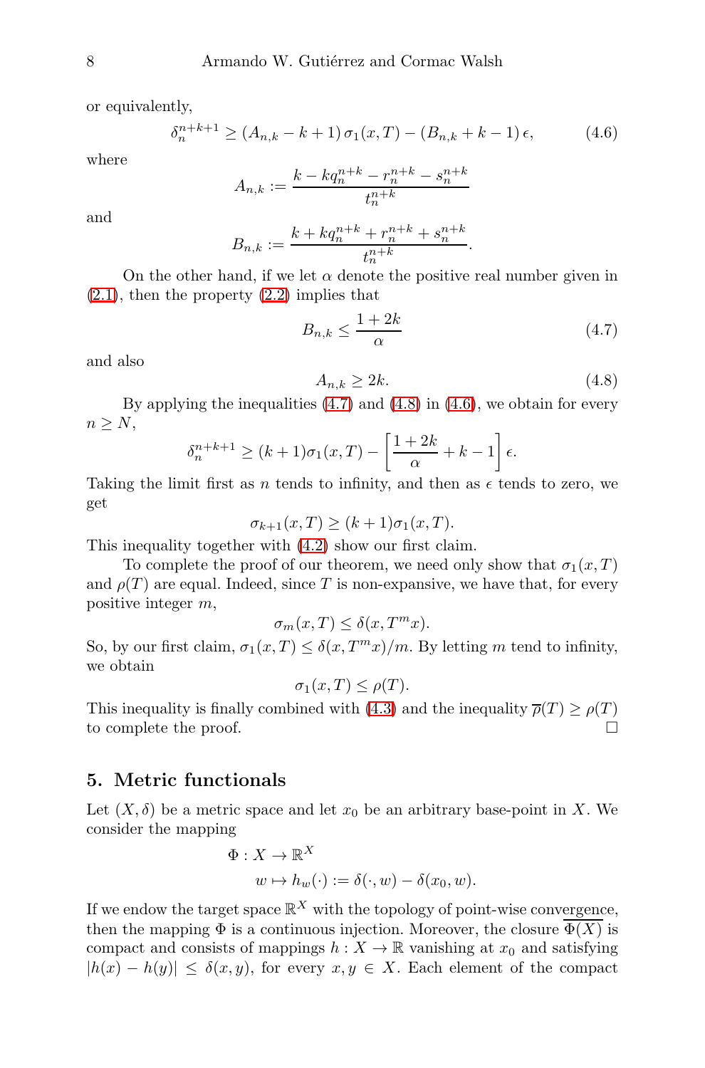or equivalently,

$$\delta_n^{n+k+1} \geq (A_{n,k} - k + 1)\, \sigma_1(x,T) - (B_{n,k} + k - 1)\, \epsilon, \tag{4.6}$$

where

$$A_{n,k} := \frac{k - kq_n^{n+k} - r_n^{n+k} - s_n^{n+k}}{t_n^{n+k}}$$

and

$$B_{n,k} := \frac{k + kq_n^{n+k} + r_n^{n+k} + s_n^{n+k}}{t_n^{n+k}}.$$

On the other hand, if we let $\alpha$ denote the positive real number given in (2.1), then the property (2.2) implies that

$$B_{n,k} \leq \frac{1+2k}{\alpha} \tag{4.7}$$

and also

$$A_{n,k} \geq 2k. \tag{4.8}$$

By applying the inequalities (4.7) and (4.8) in (4.6), we obtain for every $n \geq N$,

$$\delta_n^{n+k+1} \geq (k+1)\sigma_1(x,T) - \left[\frac{1+2k}{\alpha} + k - 1\right]\epsilon.$$

Taking the limit first as $n$ tends to infinity, and then as $\epsilon$ tends to zero, we get

$$\sigma_{k+1}(x,T) \geq (k+1)\sigma_1(x,T).$$

This inequality together with (4.2) show our first claim.

To complete the proof of our theorem, we need only show that $\sigma_1(x,T)$ and $\rho(T)$ are equal. Indeed, since $T$ is non-expansive, we have that, for every positive integer $m$,

$$\sigma_m(x,T) \leq \delta(x, T^m x).$$

So, by our first claim, $\sigma_1(x,T) \leq \delta(x,T^m x)/m$. By letting $m$ tend to infinity, we obtain

$$\sigma_1(x,T) \leq \rho(T).$$

This inequality is finally combined with (4.3) and the inequality $\overline{\rho}(T) \geq \rho(T)$ to complete the proof. $\square$

## 5. Metric functionals

Let $(X,\delta)$ be a metric space and let $x_0$ be an arbitrary base-point in $X$. We consider the mapping

$$\begin{aligned} \Phi : X &\to \mathbb{R}^X \\ w &\mapsto h_w(\cdot) := \delta(\cdot, w) - \delta(x_0, w). \end{aligned}$$

If we endow the target space $\mathbb{R}^X$ with the topology of point-wise convergence, then the mapping $\Phi$ is a continuous injection. Moreover, the closure $\overline{\Phi(X)}$ is compact and consists of mappings $h : X \to \mathbb{R}$ vanishing at $x_0$ and satisfying $|h(x) - h(y)| \leq \delta(x,y)$, for every $x, y \in X$. Each element of the compact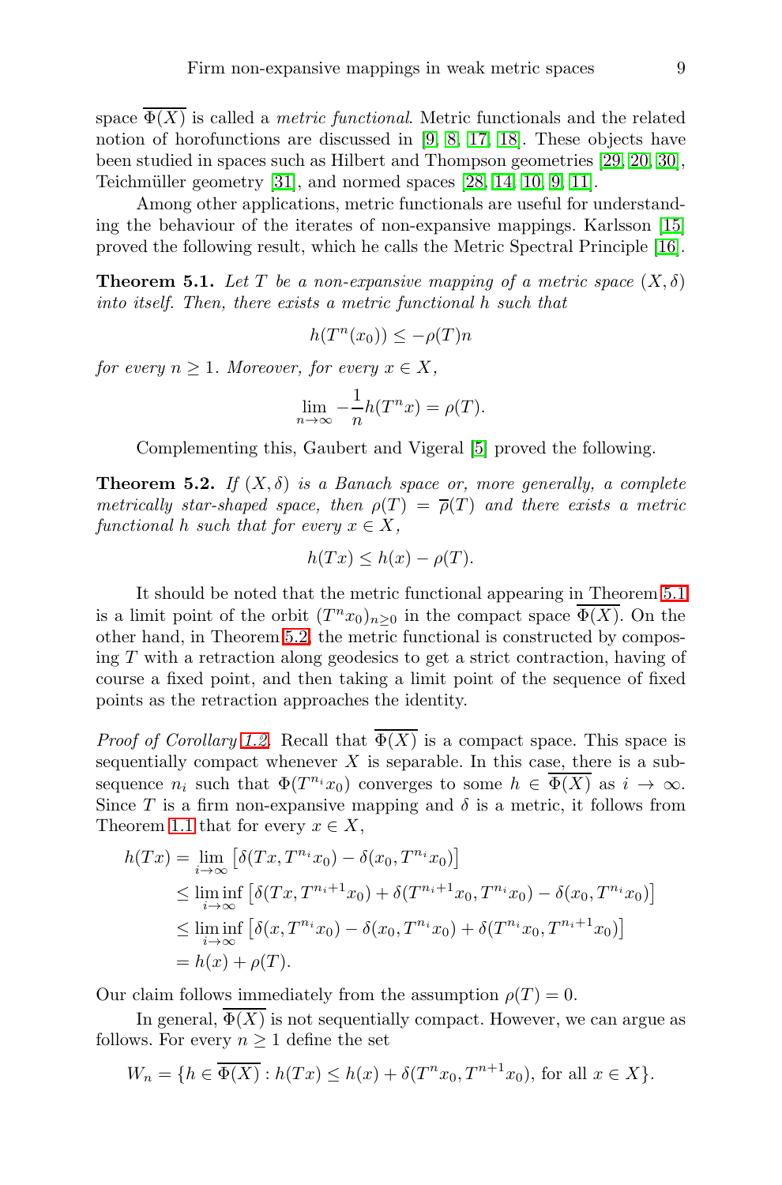space $\overline{\Phi(X)}$ is called a *metric functional*. Metric functionals and the related notion of horofunctions are discussed in [9, 8, 17, 18]. These objects have been studied in spaces such as Hilbert and Thompson geometries [29, 20, 30], Teichmüller geometry [31], and normed spaces [28, 14, 10, 9, 11].

Among other applications, metric functionals are useful for understanding the behaviour of the iterates of non-expansive mappings. Karlsson [15] proved the following result, which he calls the Metric Spectral Principle [16].

**Theorem 5.1.** *Let $T$ be a non-expansive mapping of a metric space $(X, \delta)$ into itself. Then, there exists a metric functional $h$ such that*

$$h(T^n(x_0)) \leq -\rho(T)n$$

*for every $n \geq 1$. Moreover, for every $x \in X$,*

$$\lim_{n\to\infty} -\frac{1}{n} h(T^n x) = \rho(T).$$

Complementing this, Gaubert and Vigeral [5] proved the following.

**Theorem 5.2.** *If $(X, \delta)$ is a Banach space or, more generally, a complete metrically star-shaped space, then $\rho(T) = \overline{\rho}(T)$ and there exists a metric functional $h$ such that for every $x \in X$,*

$$h(Tx) \leq h(x) - \rho(T).$$

It should be noted that the metric functional appearing in Theorem 5.1 is a limit point of the orbit $(T^n x_0)_{n\geq 0}$ in the compact space $\overline{\Phi(X)}$. On the other hand, in Theorem 5.2, the metric functional is constructed by composing $T$ with a retraction along geodesics to get a strict contraction, having of course a fixed point, and then taking a limit point of the sequence of fixed points as the retraction approaches the identity.

*Proof of Corollary 1.2.* Recall that $\overline{\Phi(X)}$ is a compact space. This space is sequentially compact whenever $X$ is separable. In this case, there is a subsequence $n_i$ such that $\Phi(T^{n_i} x_0)$ converges to some $h \in \overline{\Phi(X)}$ as $i \to \infty$. Since $T$ is a firm non-expansive mapping and $\delta$ is a metric, it follows from Theorem 1.1 that for every $x \in X$,

$$\begin{aligned}
h(Tx) &= \lim_{i\to\infty} \left[\delta(Tx, T^{n_i} x_0) - \delta(x_0, T^{n_i} x_0)\right] \\
&\leq \liminf_{i\to\infty} \left[\delta(Tx, T^{n_i+1} x_0) + \delta(T^{n_i+1} x_0, T^{n_i} x_0) - \delta(x_0, T^{n_i} x_0)\right] \\
&\leq \liminf_{i\to\infty} \left[\delta(x, T^{n_i} x_0) - \delta(x_0, T^{n_i} x_0) + \delta(T^{n_i} x_0, T^{n_i+1} x_0)\right] \\
&= h(x) + \rho(T).
\end{aligned}$$

Our claim follows immediately from the assumption $\rho(T) = 0$.

In general, $\overline{\Phi(X)}$ is not sequentially compact. However, we can argue as follows. For every $n \geq 1$ define the set

$$W_n = \{h \in \overline{\Phi(X)} : h(Tx) \leq h(x) + \delta(T^n x_0, T^{n+1} x_0), \text{ for all } x \in X\}.$$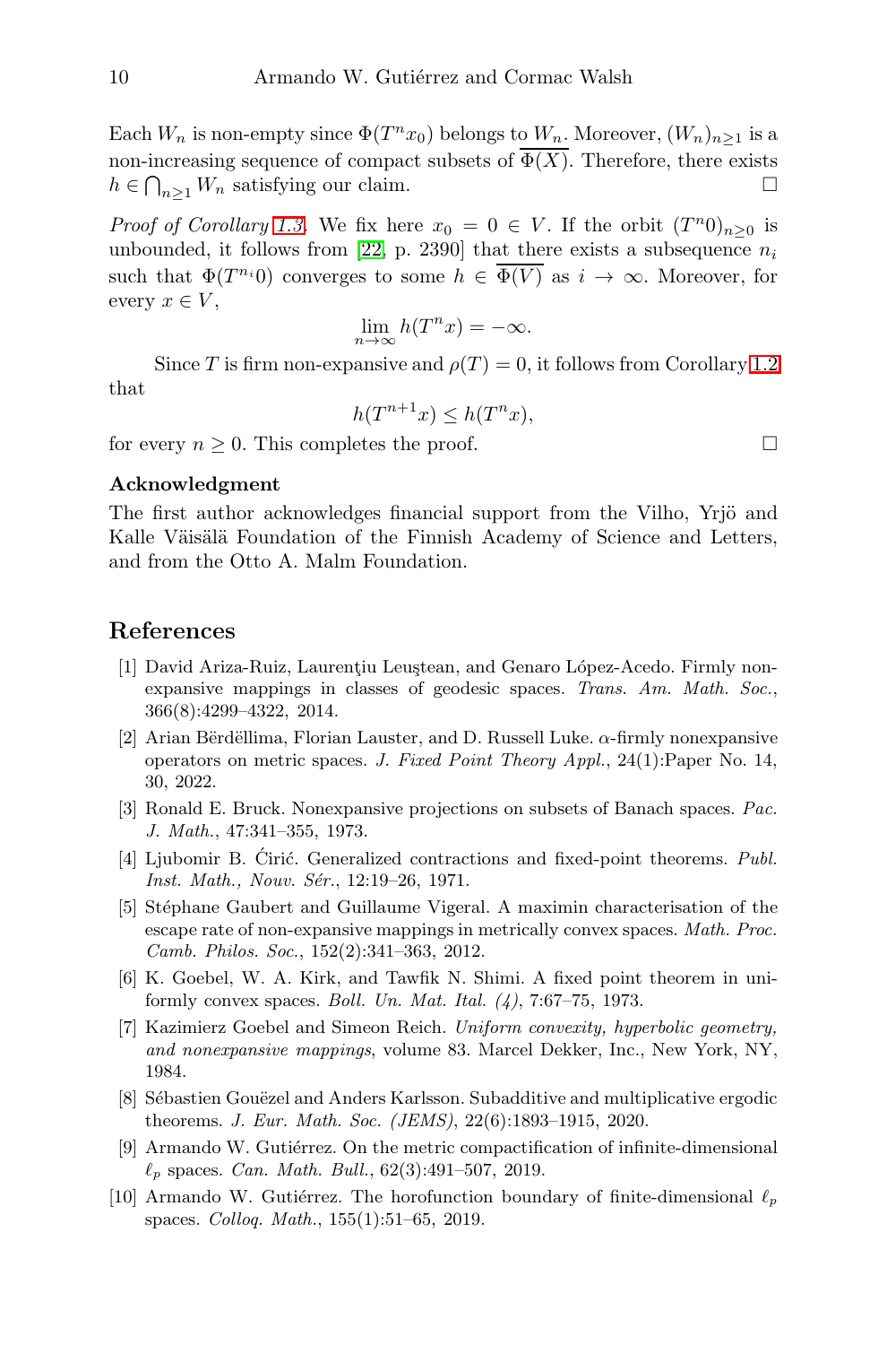Each $W_n$ is non-empty since $\Phi(T^n x_0)$ belongs to $W_n$. Moreover, $(W_n)_{n\geq 1}$ is a non-increasing sequence of compact subsets of $\overline{\Phi(X)}$. Therefore, there exists $h \in \bigcap_{n\geq 1} W_n$ satisfying our claim. □

*Proof of Corollary 1.3.* We fix here $x_0 = 0 \in V$. If the orbit $(T^n 0)_{n\geq 0}$ is unbounded, it follows from [22, p. 2390] that there exists a subsequence $n_i$ such that $\Phi(T^{n_i} 0)$ converges to some $h \in \overline{\Phi(V)}$ as $i \to \infty$. Moreover, for every $x \in V$,

$$\lim_{n\to\infty} h(T^n x) = -\infty.$$

Since $T$ is firm non-expansive and $\rho(T) = 0$, it follows from Corollary 1.2 that

$$h(T^{n+1}x) \leq h(T^n x),$$

for every $n \geq 0$. This completes the proof. □

**Acknowledgment**

The first author acknowledges financial support from the Vilho, Yrjö and Kalle Väisälä Foundation of the Finnish Academy of Science and Letters, and from the Otto A. Malm Foundation.

## References

[1] David Ariza-Ruiz, Laurenţiu Leuştean, and Genaro López-Acedo. Firmly nonexpansive mappings in classes of geodesic spaces. *Trans. Am. Math. Soc.*, 366(8):4299–4322, 2014.

[2] Arian Bërdëllima, Florian Lauster, and D. Russell Luke. $\alpha$-firmly nonexpansive operators on metric spaces. *J. Fixed Point Theory Appl.*, 24(1):Paper No. 14, 30, 2022.

[3] Ronald E. Bruck. Nonexpansive projections on subsets of Banach spaces. *Pac. J. Math.*, 47:341–355, 1973.

[4] Ljubomir B. Ćirić. Generalized contractions and fixed-point theorems. *Publ. Inst. Math., Nouv. Sér.*, 12:19–26, 1971.

[5] Stéphane Gaubert and Guillaume Vigeral. A maximin characterisation of the escape rate of non-expansive mappings in metrically convex spaces. *Math. Proc. Camb. Philos. Soc.*, 152(2):341–363, 2012.

[6] K. Goebel, W. A. Kirk, and Tawfik N. Shimi. A fixed point theorem in uniformly convex spaces. *Boll. Un. Mat. Ital. (4)*, 7:67–75, 1973.

[7] Kazimierz Goebel and Simeon Reich. *Uniform convexity, hyperbolic geometry, and nonexpansive mappings*, volume 83. Marcel Dekker, Inc., New York, NY, 1984.

[8] Sébastien Gouëzel and Anders Karlsson. Subadditive and multiplicative ergodic theorems. *J. Eur. Math. Soc. (JEMS)*, 22(6):1893–1915, 2020.

[9] Armando W. Gutiérrez. On the metric compactification of infinite-dimensional $\ell_p$ spaces. *Can. Math. Bull.*, 62(3):491–507, 2019.

[10] Armando W. Gutiérrez. The horofunction boundary of finite-dimensional $\ell_p$ spaces. *Colloq. Math.*, 155(1):51–65, 2019.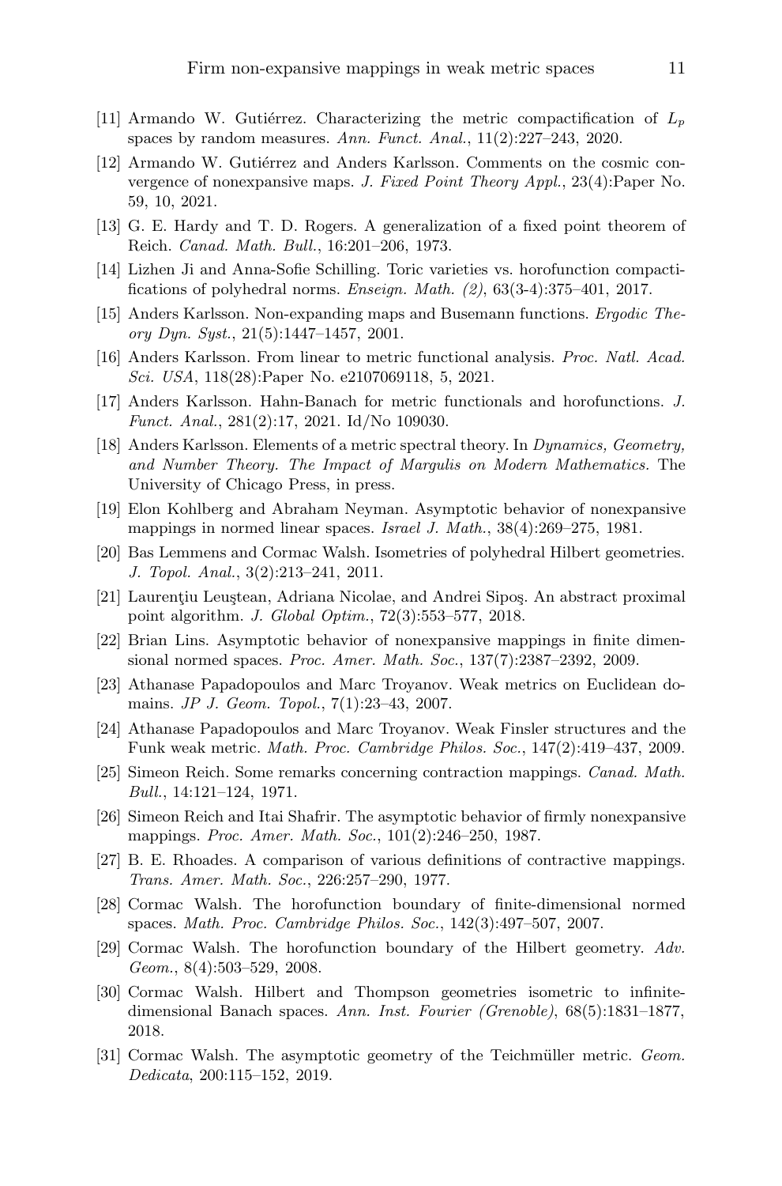[11] Armando W. Gutiérrez. Characterizing the metric compactification of $L_p$ spaces by random measures. *Ann. Funct. Anal.*, 11(2):227–243, 2020.

[12] Armando W. Gutiérrez and Anders Karlsson. Comments on the cosmic convergence of nonexpansive maps. *J. Fixed Point Theory Appl.*, 23(4):Paper No. 59, 10, 2021.

[13] G. E. Hardy and T. D. Rogers. A generalization of a fixed point theorem of Reich. *Canad. Math. Bull.*, 16:201–206, 1973.

[14] Lizhen Ji and Anna-Sofie Schilling. Toric varieties vs. horofunction compactifications of polyhedral norms. *Enseign. Math. (2)*, 63(3-4):375–401, 2017.

[15] Anders Karlsson. Non-expanding maps and Busemann functions. *Ergodic Theory Dyn. Syst.*, 21(5):1447–1457, 2001.

[16] Anders Karlsson. From linear to metric functional analysis. *Proc. Natl. Acad. Sci. USA*, 118(28):Paper No. e2107069118, 5, 2021.

[17] Anders Karlsson. Hahn-Banach for metric functionals and horofunctions. *J. Funct. Anal.*, 281(2):17, 2021. Id/No 109030.

[18] Anders Karlsson. Elements of a metric spectral theory. In *Dynamics, Geometry, and Number Theory. The Impact of Margulis on Modern Mathematics.* The University of Chicago Press, in press.

[19] Elon Kohlberg and Abraham Neyman. Asymptotic behavior of nonexpansive mappings in normed linear spaces. *Israel J. Math.*, 38(4):269–275, 1981.

[20] Bas Lemmens and Cormac Walsh. Isometries of polyhedral Hilbert geometries. *J. Topol. Anal.*, 3(2):213–241, 2011.

[21] Laurenţiu Leuştean, Adriana Nicolae, and Andrei Sipoş. An abstract proximal point algorithm. *J. Global Optim.*, 72(3):553–577, 2018.

[22] Brian Lins. Asymptotic behavior of nonexpansive mappings in finite dimensional normed spaces. *Proc. Amer. Math. Soc.*, 137(7):2387–2392, 2009.

[23] Athanase Papadopoulos and Marc Troyanov. Weak metrics on Euclidean domains. *JP J. Geom. Topol.*, 7(1):23–43, 2007.

[24] Athanase Papadopoulos and Marc Troyanov. Weak Finsler structures and the Funk weak metric. *Math. Proc. Cambridge Philos. Soc.*, 147(2):419–437, 2009.

[25] Simeon Reich. Some remarks concerning contraction mappings. *Canad. Math. Bull.*, 14:121–124, 1971.

[26] Simeon Reich and Itai Shafrir. The asymptotic behavior of firmly nonexpansive mappings. *Proc. Amer. Math. Soc.*, 101(2):246–250, 1987.

[27] B. E. Rhoades. A comparison of various definitions of contractive mappings. *Trans. Amer. Math. Soc.*, 226:257–290, 1977.

[28] Cormac Walsh. The horofunction boundary of finite-dimensional normed spaces. *Math. Proc. Cambridge Philos. Soc.*, 142(3):497–507, 2007.

[29] Cormac Walsh. The horofunction boundary of the Hilbert geometry. *Adv. Geom.*, 8(4):503–529, 2008.

[30] Cormac Walsh. Hilbert and Thompson geometries isometric to infinite-dimensional Banach spaces. *Ann. Inst. Fourier (Grenoble)*, 68(5):1831–1877, 2018.

[31] Cormac Walsh. The asymptotic geometry of the Teichmüller metric. *Geom. Dedicata*, 200:115–152, 2019.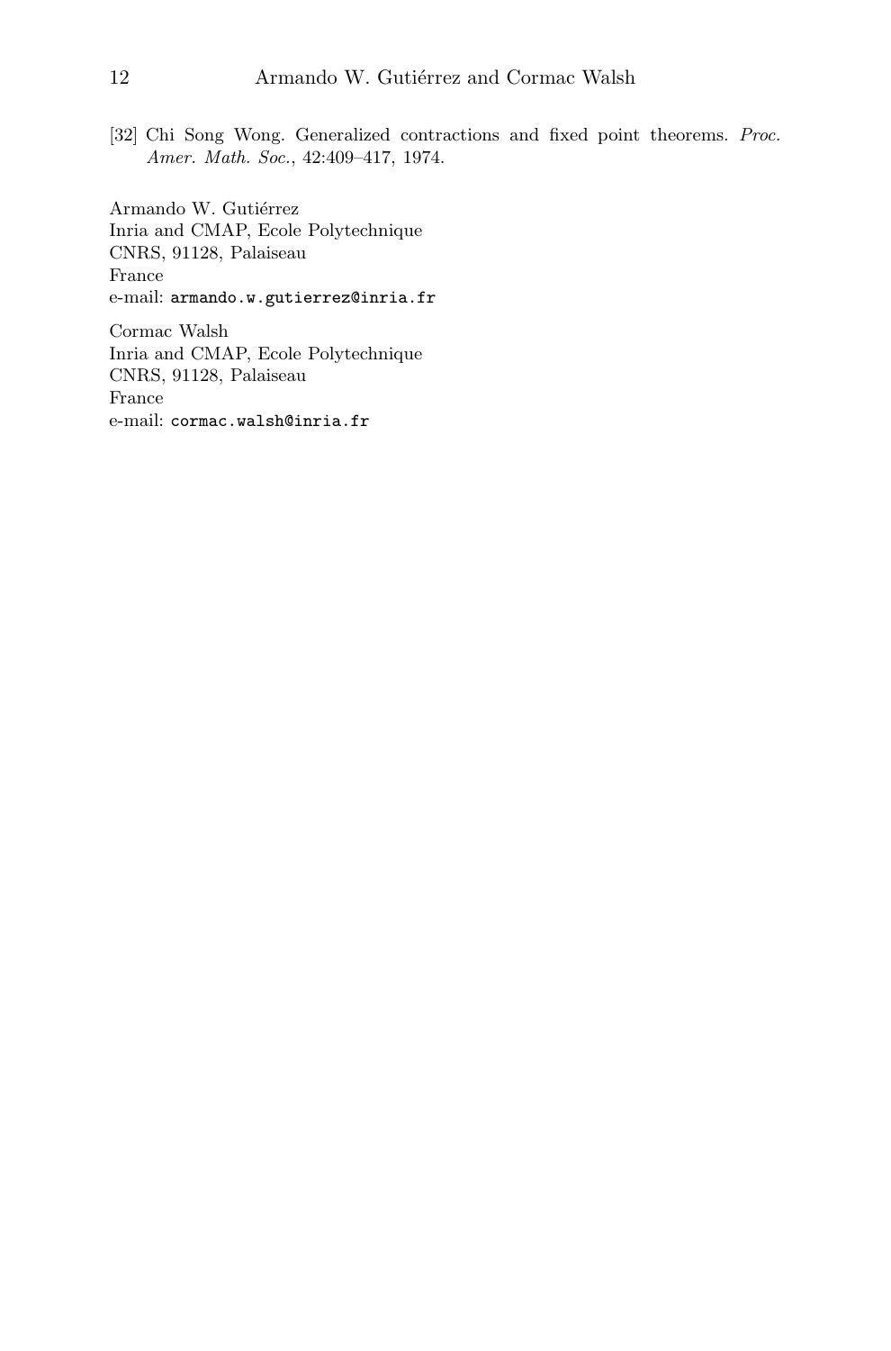[32] Chi Song Wong. Generalized contractions and fixed point theorems. *Proc. Amer. Math. Soc.*, 42:409–417, 1974.

Armando W. Gutiérrez
Inria and CMAP, Ecole Polytechnique
CNRS, 91128, Palaiseau
France
e-mail: `armando.w.gutierrez@inria.fr`

Cormac Walsh
Inria and CMAP, Ecole Polytechnique
CNRS, 91128, Palaiseau
France
e-mail: `cormac.walsh@inria.fr`